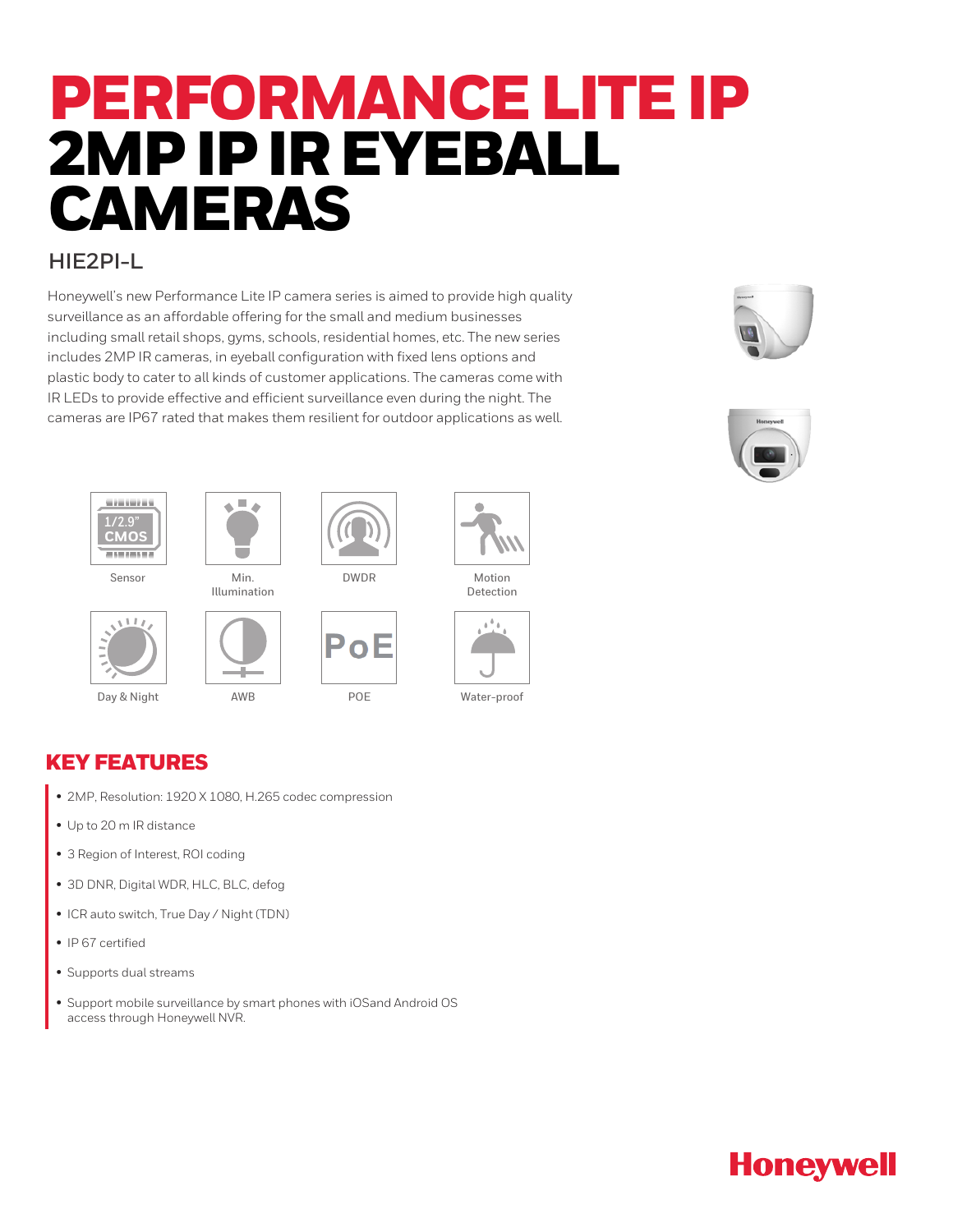# PERFORMANCE LITE IP 2MP IP IR EYEBALL CAMERAS

## HIE2PI-L

Honeywell's new Performance Lite IP camera series is aimed to provide high quality surveillance as an affordable offering for the small and medium businesses including small retail shops, gyms, schools, residential homes, etc. The new series includes 2MP IR cameras, in eyeball configuration with fixed lens options and plastic body to cater to all kinds of customer applications. The cameras come with IR LEDs to provide effective and efficient surveillance even during the night. The cameras are IP67 rated that makes them resilient for outdoor applications as well.

1/2.9" CMOS

Sensor | Min. Illumination | DWDR | Motion Detection

Day & Night | AWB | POE | Water-proof

## KEY FEATURES

- 2MP, Resolution: 1920 X 1080, H.265 codec compression
- Up to 20 m IR distance
- 3 Region of Interest, ROI coding
- 3D DNR, Digital WDR, HLC, BLC, defog
- ICR auto switch, True Day / Night (TDN)
- IP 67 certified
- Supports dual streams
- Support mobile surveillance by smart phones with iOSand Android OS access through Honeywell NVR.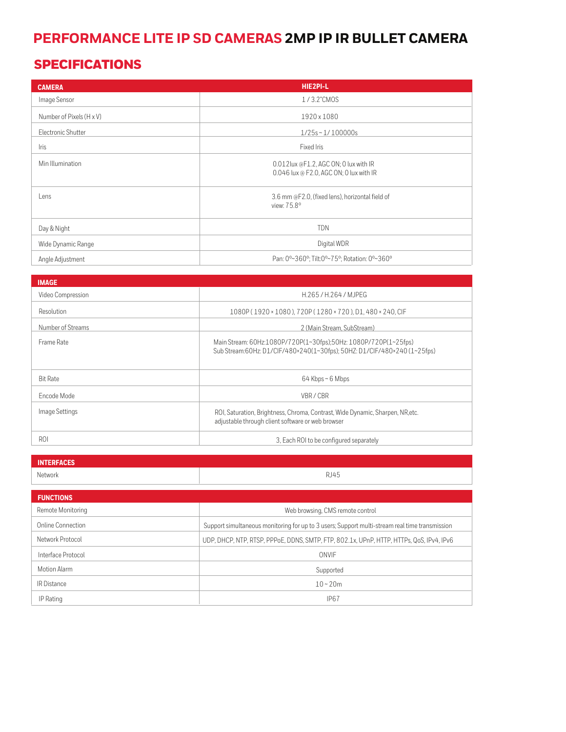# PERFORMANCE LITE IP SD CAMERAS 2MP IP IR BULLET CAMERA

## SPECIFICATIONS

| CAMERA | HIE2PI-L |
|---|---|
| Image Sensor | 1 / 3.2"CMOS |
| Number of Pixels (H x V) | 1920 x 1080 |
| Electronic Shutter | 1/25s ~ 1/ 100000s |
| Iris | Fixed Iris |
| Min Illumination | 0.012lux @F1.2, AGC ON; 0 lux with IR<br>0.046 lux @ F2.0, AGC ON; 0 lux with IR |
| Lens | 3.6 mm @F2.0, (fixed lens), horizontal field of view: 75.8° |
| Day & Night | TDN |
| Wide Dynamic Range | Digital WDR |
| Angle Adjustment | Pan: 0°~360°; Tilt:0°~75°; Rotation: 0°~360° |

| IMAGE | |
|---|---|
| Video Compression | H.265 / H.264 / MJPEG |
| Resolution | 1080P ( 1920 × 1080 ), 720P ( 1280 × 720 ), D1, 480 × 240, CIF |
| Number of Streams | 2 (Main Stream, SubStream) |
| Frame Rate | Main Stream: 60Hz:1080P/720P(1~30fps);50Hz: 1080P/720P(1~25fps)<br>Sub Stream:60Hz: D1/CIF/480×240(1~30fps); 50HZ: D1/CIF/480×240 (1~25fps) |
| Bit Rate | 64 Kbps ~ 6 Mbps |
| Encode Mode | VBR / CBR |
| Image Settings | ROI, Saturation, Brightness, Chroma, Contrast, Wide Dynamic, Sharpen, NR,etc. adjustable through client software or web browser |
| ROI | 3, Each ROI to be configured separately |

| INTERFACES | |
|---|---|
| Network | RJ45 |

| FUNCTIONS | |
|---|---|
| Remote Monitoring | Web browsing, CMS remote control |
| Online Connection | Support simultaneous monitoring for up to 3 users; Support multi-stream real time transmission |
| Network Protocol | UDP, DHCP, NTP, RTSP, PPPoE, DDNS, SMTP, FTP, 802.1x, UPnP, HTTP, HTTPs, QoS, IPv4, IPv6 |
| Interface Protocol | ONVIF |
| Motion Alarm | Supported |
| IR Distance | 10 ~ 20m |
| IP Rating | IP67 |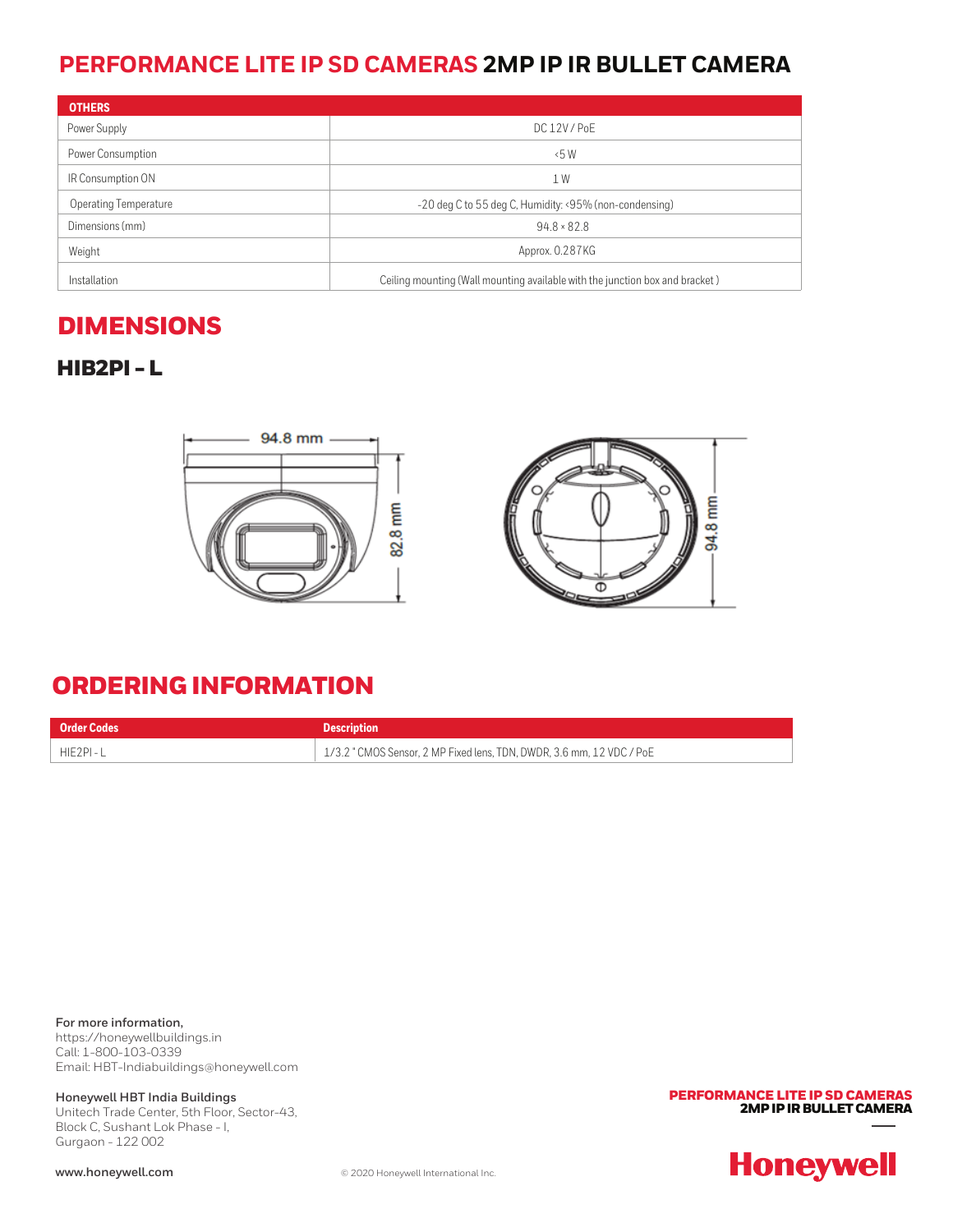# PERFORMANCE LITE IP SD CAMERAS 2MP IP IR BULLET CAMERA

| OTHERS | |
|---|---|
| Power Supply | DC 12V / PoE |
| Power Consumption | <5 W |
| IR Consumption ON | 1 W |
| Operating Temperature | -20 deg C to 55 deg C, Humidity: <95% (non-condensing) |
| Dimensions (mm) | 94.8 × 82.8 |
| Weight | Approx. 0.287KG |
| Installation | Ceiling mounting (Wall mounting available with the junction box and bracket ) |

## DIMENSIONS

### HIB2PI - L

94.8 mm

82.8 mm

94.8 mm

## ORDERING INFORMATION

| Order Codes | Description |
|---|---|
| HIE2PI - L | 1/3.2 " CMOS Sensor, 2 MP Fixed lens, TDN, DWDR, 3.6 mm, 12 VDC / PoE |

**For more information,**
https://honeywellbuildings.in
Call: 1-800-103-0339
Email: HBT-Indiabuildings@honeywell.com

**Honeywell HBT India Buildings**
Unitech Trade Center, 5th Floor, Sector-43,
Block C, Sushant Lok Phase - I,
Gurgaon - 122 002

**www.honeywell.com**

© 2020 Honeywell International Inc.

**Honeywell**